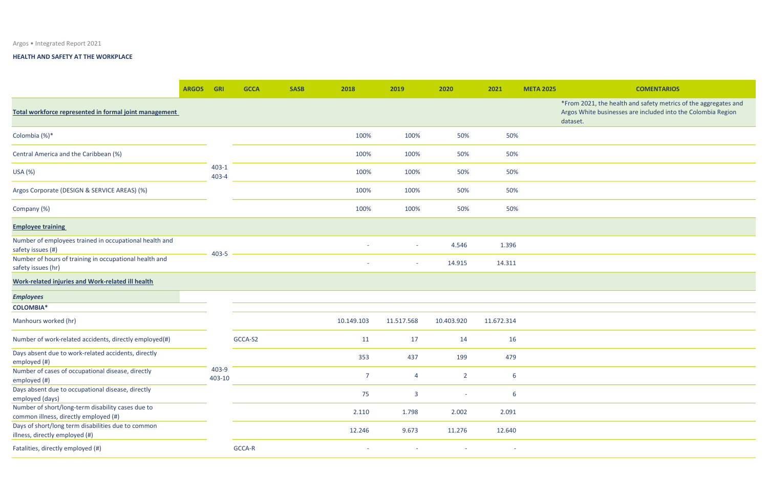Argos • Integrated Report 2021

**HEALTH AND SAFETY AT THE WORKPLACE**

| | ARGOS | GRI | GCCA | SASB | 2018 | 2019 | 2020 | 2021 | META 2025 | COMENTARIOS |
|---|---|---|---|---|---|---|---|---|---|---|
| **Total workforce represented in formal joint management** | | | | | | | | | | *From 2021, the health and safety metrics of the aggregates and Argos White businesses are included into the Colombia Region dataset. |
| Colombia (%)* | | 403-1 403-4 | | | 100% | 100% | 50% | 50% | | |
| Central America and the Caribbean (%) | | | | | 100% | 100% | 50% | 50% | | |
| USA (%) | | | | | 100% | 100% | 50% | 50% | | |
| Argos Corporate (DESIGN & SERVICE AREAS) (%) | | | | | 100% | 100% | 50% | 50% | | |
| Company (%) | | | | | 100% | 100% | 50% | 50% | | |
| **Employee training** | | | | | | | | | | |
| Number of employees trained in occupational health and safety issues (#) | | 403-5 | | | - | - | 4.546 | 1.396 | | |
| Number of hours of training in occupational health and safety issues (hr) | | | | | - | - | 14.915 | 14.311 | | |
| **Work-related injuries and Work-related ill health** | | | | | | | | | | |
| ***Employees*** | | | | | | | | | | |
| **COLOMBIA*** | | | | | | | | | | |
| Manhours worked (hr) | | 403-9 403-10 | | | 10.149.103 | 11.517.568 | 10.403.920 | 11.672.314 | | |
| Number of work-related accidents, directly employed(#) | | | GCCA-S2 | | 11 | 17 | 14 | 16 | | |
| Days absent due to work-related accidents, directly employed (#) | | | | | 353 | 437 | 199 | 479 | | |
| Number of cases of occupational disease, directly employed (#) | | | | | 7 | 4 | 2 | 6 | | |
| Days absent due to occupational disease, directly employed (days) | | | | | 75 | 3 | - | 6 | | |
| Number of short/long-term disability cases due to common illness, directly employed (#) | | | | | 2.110 | 1.798 | 2.002 | 2.091 | | |
| Days of short/long term disabilities due to common illness, directly employed (#) | | | | | 12.246 | 9.673 | 11.276 | 12.640 | | |
| Fatalities, directly employed (#) | | | GCCA-R | | - | - | - | - | | |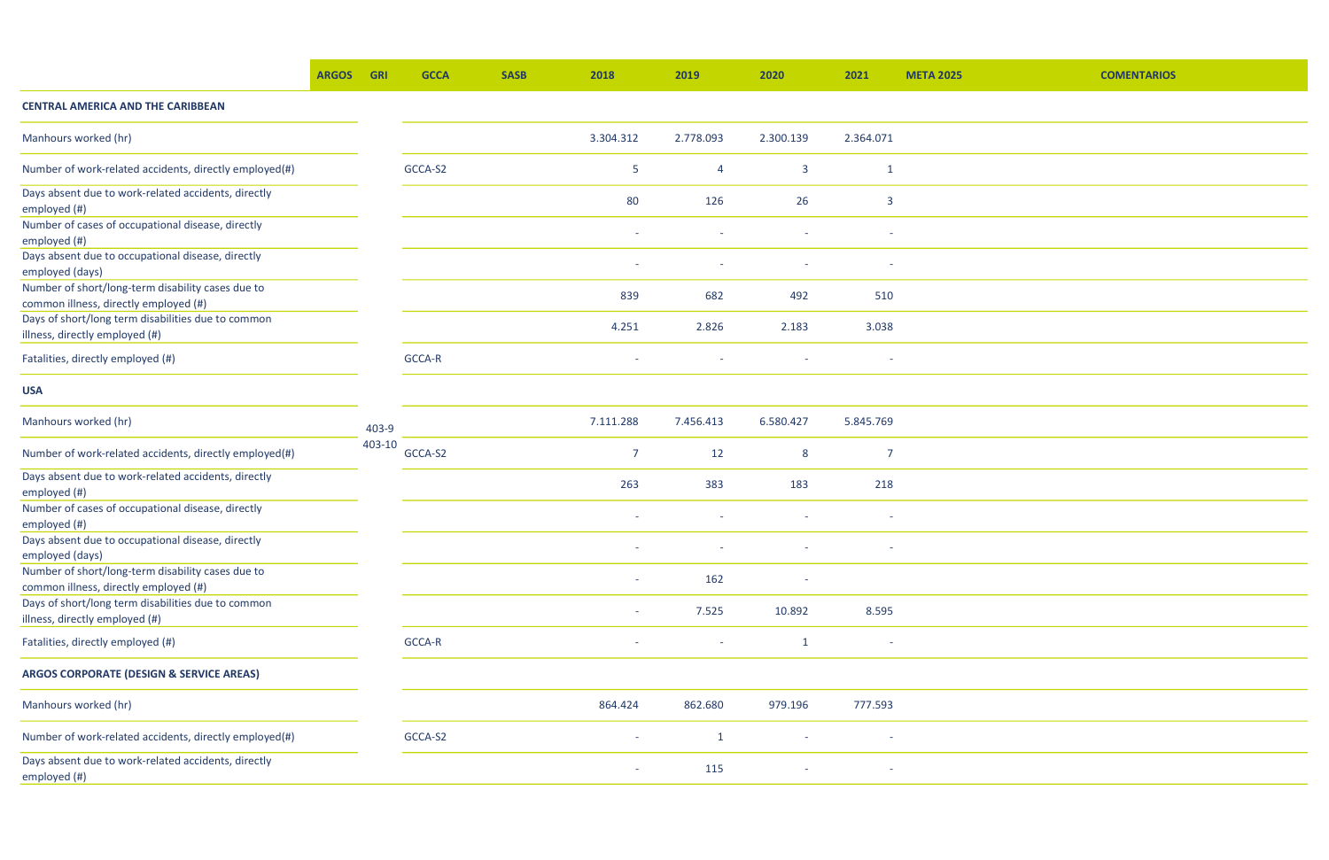| | ARGOS | GRI | GCCA | SASB | 2018 | 2019 | 2020 | 2021 | META 2025 | COMENTARIOS |
|---|---|---|---|---|---|---|---|---|---|---|
| **CENTRAL AMERICA AND THE CARIBBEAN** | | | | | | | | | | |
| Manhours worked (hr) | | | | | 3.304.312 | 2.778.093 | 2.300.139 | 2.364.071 | | |
| Number of work-related accidents, directly employed(#) | | | GCCA-S2 | | 5 | 4 | 3 | 1 | | |
| Days absent due to work-related accidents, directly employed (#) | | | | | 80 | 126 | 26 | 3 | | |
| Number of cases of occupational disease, directly employed (#) | | | | | - | - | - | - | | |
| Days absent due to occupational disease, directly employed (days) | | | | | - | - | - | - | | |
| Number of short/long-term disability cases due to common illness, directly employed (#) | | | | | 839 | 682 | 492 | 510 | | |
| Days of short/long term disabilities due to common illness, directly employed (#) | | | | | 4.251 | 2.826 | 2.183 | 3.038 | | |
| Fatalities, directly employed (#) | | | GCCA-R | | - | - | - | - | | |
| **USA** | | | | | | | | | | |
| Manhours worked (hr) | | 403-9 403-10 | | | 7.111.288 | 7.456.413 | 6.580.427 | 5.845.769 | | |
| Number of work-related accidents, directly employed(#) | | | GCCA-S2 | | 7 | 12 | 8 | 7 | | |
| Days absent due to work-related accidents, directly employed (#) | | | | | 263 | 383 | 183 | 218 | | |
| Number of cases of occupational disease, directly employed (#) | | | | | - | - | - | - | | |
| Days absent due to occupational disease, directly employed (days) | | | | | - | - | - | - | | |
| Number of short/long-term disability cases due to common illness, directly employed (#) | | | | | - | 162 | - | | | |
| Days of short/long term disabilities due to common illness, directly employed (#) | | | | | - | 7.525 | 10.892 | 8.595 | | |
| Fatalities, directly employed (#) | | | GCCA-R | | - | - | 1 | - | | |
| **ARGOS CORPORATE (DESIGN & SERVICE AREAS)** | | | | | | | | | | |
| Manhours worked (hr) | | | | | 864.424 | 862.680 | 979.196 | 777.593 | | |
| Number of work-related accidents, directly employed(#) | | | GCCA-S2 | | - | 1 | - | - | | |
| Days absent due to work-related accidents, directly employed (#) | | | | | - | 115 | - | - | | |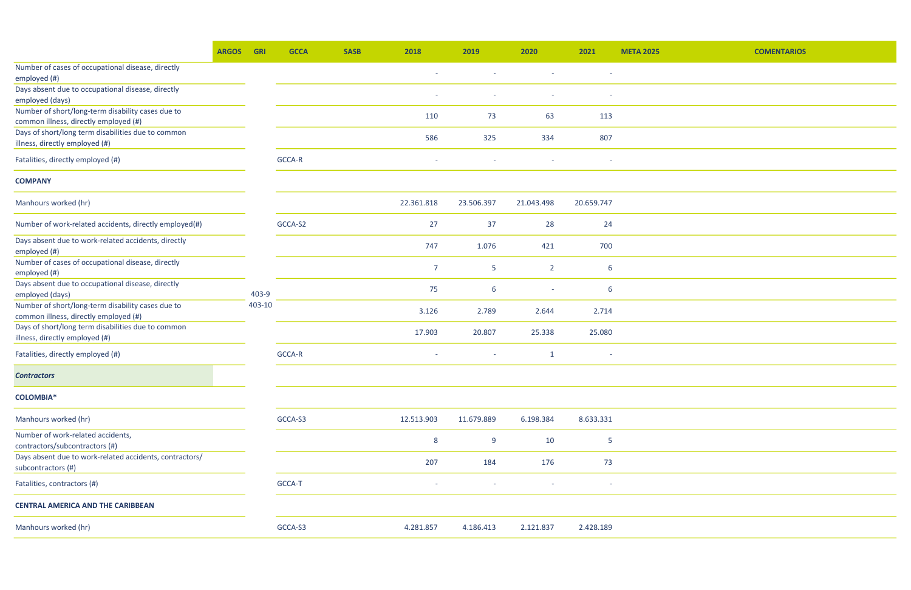| | ARGOS | GRI | GCCA | SASB | 2018 | 2019 | 2020 | 2021 | META 2025 | COMENTARIOS |
|---|---|---|---|---|---|---|---|---|---|---|
| Number of cases of occupational disease, directly employed (#) | | | | | - | - | - | - | | |
| Days absent due to occupational disease, directly employed (days) | | | | | - | - | - | - | | |
| Number of short/long-term disability cases due to common illness, directly employed (#) | | | | | 110 | 73 | 63 | 113 | | |
| Days of short/long term disabilities due to common illness, directly employed (#) | | | | | 586 | 325 | 334 | 807 | | |
| Fatalities, directly employed (#) | | | GCCA-R | | - | - | - | - | | |
| **COMPANY** | | | | | | | | | | |
| Manhours worked (hr) | | | | | 22.361.818 | 23.506.397 | 21.043.498 | 20.659.747 | | |
| Number of work-related accidents, directly employed(#) | | | GCCA-S2 | | 27 | 37 | 28 | 24 | | |
| Days absent due to work-related accidents, directly employed (#) | | | | | 747 | 1.076 | 421 | 700 | | |
| Number of cases of occupational disease, directly employed (#) | | | | | 7 | 5 | 2 | 6 | | |
| Days absent due to occupational disease, directly employed (days) | | 403-9 403-10 | | | 75 | 6 | - | 6 | | |
| Number of short/long-term disability cases due to common illness, directly employed (#) | | | | | 3.126 | 2.789 | 2.644 | 2.714 | | |
| Days of short/long term disabilities due to common illness, directly employed (#) | | | | | 17.903 | 20.807 | 25.338 | 25.080 | | |
| Fatalities, directly employed (#) | | | GCCA-R | | - | - | 1 | - | | |
| ***Contractors*** | | | | | | | | | | |
| **COLOMBIA*** | | | | | | | | | | |
| Manhours worked (hr) | | | GCCA-S3 | | 12.513.903 | 11.679.889 | 6.198.384 | 8.633.331 | | |
| Number of work-related accidents, contractors/subcontractors (#) | | | | | 8 | 9 | 10 | 5 | | |
| Days absent due to work-related accidents, contractors/ subcontractors (#) | | | | | 207 | 184 | 176 | 73 | | |
| Fatalities, contractors (#) | | | GCCA-T | | - | - | - | - | | |
| **CENTRAL AMERICA AND THE CARIBBEAN** | | | | | | | | | | |
| Manhours worked (hr) | | | GCCA-S3 | | 4.281.857 | 4.186.413 | 2.121.837 | 2.428.189 | | |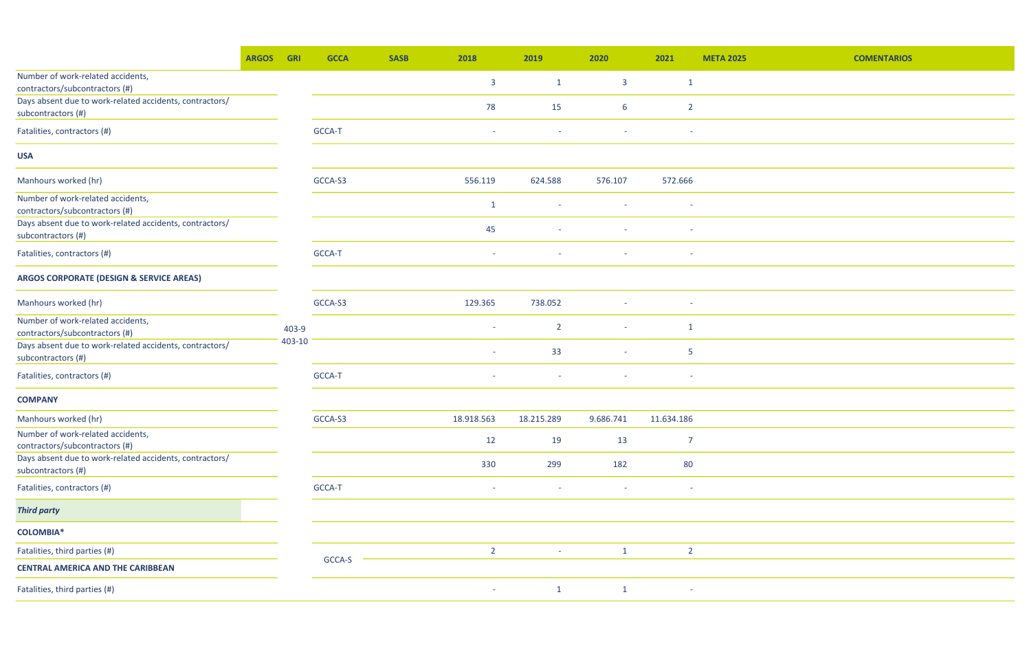| | ARGOS | GRI | GCCA | SASB | 2018 | 2019 | 2020 | 2021 | META 2025 | COMENTARIOS |
|---|---|---|---|---|---|---|---|---|---|---|
| Number of work-related accidents, contractors/subcontractors (#) | | | | | 3 | 1 | 3 | 1 | | |
| Days absent due to work-related accidents, contractors/ subcontractors (#) | | | | | 78 | 15 | 6 | 2 | | |
| Fatalities, contractors (#) | | | GCCA-T | | - | - | - | - | | |
| **USA** | | | | | | | | | | |
| Manhours worked (hr) | | | GCCA-S3 | | 556.119 | 624.588 | 576.107 | 572.666 | | |
| Number of work-related accidents, contractors/subcontractors (#) | | | | | 1 | - | - | - | | |
| Days absent due to work-related accidents, contractors/ subcontractors (#) | | | | | 45 | - | - | - | | |
| Fatalities, contractors (#) | | | GCCA-T | | - | - | - | - | | |
| **ARGOS CORPORATE (DESIGN & SERVICE AREAS)** | | | | | | | | | | |
| Manhours worked (hr) | | | GCCA-S3 | | 129.365 | 738.052 | - | - | | |
| Number of work-related accidents, contractors/subcontractors (#) | | 403-9 403-10 | | | - | 2 | - | 1 | | |
| Days absent due to work-related accidents, contractors/ subcontractors (#) | | | | | - | 33 | - | 5 | | |
| Fatalities, contractors (#) | | | GCCA-T | | - | - | - | - | | |
| **COMPANY** | | | | | | | | | | |
| Manhours worked (hr) | | | GCCA-S3 | | 18.918.563 | 18.215.289 | 9.686.741 | 11.634.186 | | |
| Number of work-related accidents, contractors/subcontractors (#) | | | | | 12 | 19 | 13 | 7 | | |
| Days absent due to work-related accidents, contractors/ subcontractors (#) | | | | | 330 | 299 | 182 | 80 | | |
| Fatalities, contractors (#) | | | GCCA-T | | - | - | - | - | | |
| ***Third party*** | | | | | | | | | | |
| **COLOMBIA*** | | | | | | | | | | |
| Fatalities, third parties (#) | | | GCCA-S | | 2 | - | 1 | 2 | | |
| **CENTRAL AMERICA AND THE CARIBBEAN** | | | | | | | | | | |
| Fatalities, third parties (#) | | | | | - | 1 | 1 | - | | |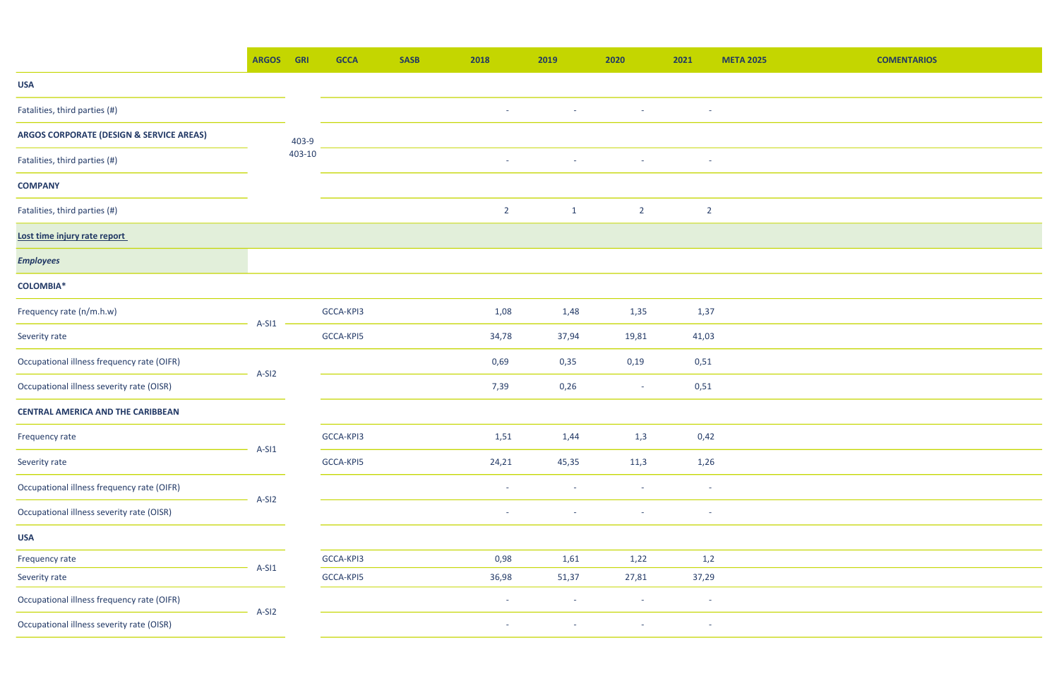| | ARGOS | GRI | GCCA | SASB | 2018 | 2019 | 2020 | 2021 | META 2025 | COMENTARIOS |
|---|---|---|---|---|---|---|---|---|---|---|
| **USA** | | | | | | | | | | |
| Fatalities, third parties (#) | | 403-9 403-10 | | | - | - | - | - | | |
| **ARGOS CORPORATE (DESIGN & SERVICE AREAS)** | | | | | | | | | | |
| Fatalities, third parties (#) | | | | | - | - | - | - | | |
| **COMPANY** | | | | | | | | | | |
| Fatalities, third parties (#) | | | | | 2 | 1 | 2 | 2 | | |
| **Lost time injury rate report** | | | | | | | | | | |
| ***Employees*** | | | | | | | | | | |
| **COLOMBIA*** | | | | | | | | | | |
| Frequency rate (n/m.h.w) | A-SI1 | | GCCA-KPI3 | | 1,08 | 1,48 | 1,35 | 1,37 | | |
| Severity rate | | | GCCA-KPI5 | | 34,78 | 37,94 | 19,81 | 41,03 | | |
| Occupational illness frequency rate (OIFR) | A-SI2 | | | | 0,69 | 0,35 | 0,19 | 0,51 | | |
| Occupational illness severity rate (OISR) | | | | | 7,39 | 0,26 | - | 0,51 | | |
| **CENTRAL AMERICA AND THE CARIBBEAN** | | | | | | | | | | |
| Frequency rate | A-SI1 | | GCCA-KPI3 | | 1,51 | 1,44 | 1,3 | 0,42 | | |
| Severity rate | | | GCCA-KPI5 | | 24,21 | 45,35 | 11,3 | 1,26 | | |
| Occupational illness frequency rate (OIFR) | A-SI2 | | | | - | - | - | - | | |
| Occupational illness severity rate (OISR) | | | | | - | - | - | - | | |
| **USA** | | | | | | | | | | |
| Frequency rate | A-SI1 | | GCCA-KPI3 | | 0,98 | 1,61 | 1,22 | 1,2 | | |
| Severity rate | | | GCCA-KPI5 | | 36,98 | 51,37 | 27,81 | 37,29 | | |
| Occupational illness frequency rate (OIFR) | A-SI2 | | | | - | - | - | - | | |
| Occupational illness severity rate (OISR) | | | | | - | - | - | - | | |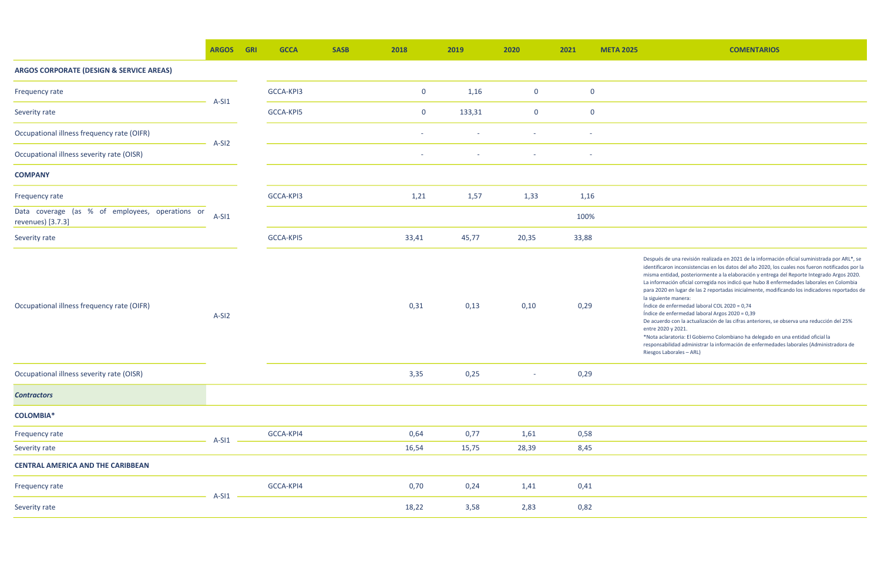| | ARGOS | GRI | GCCA | SASB | 2018 | 2019 | 2020 | 2021 | META 2025 | COMENTARIOS |
|---|---|---|---|---|---|---|---|---|---|---|
| **ARGOS CORPORATE (DESIGN & SERVICE AREAS)** | | | | | | | | | | |
| Frequency rate | A-SI1 | | GCCA-KPI3 | | 0 | 1,16 | 0 | 0 | | |
| Severity rate | | | GCCA-KPI5 | | 0 | 133,31 | 0 | 0 | | |
| Occupational illness frequency rate (OIFR) | A-SI2 | | | | - | - | - | - | | |
| Occupational illness severity rate (OISR) | | | | | - | - | - | - | | |
| **COMPANY** | | | | | | | | | | |
| Frequency rate | A-SI1 | | GCCA-KPI3 | | 1,21 | 1,57 | 1,33 | 1,16 | | |
| Data coverage (as % of employees, operations or revenues) [3.7.3] | | | | | | | | 100% | | |
| Severity rate | | | GCCA-KPI5 | | 33,41 | 45,77 | 20,35 | 33,88 | | |
| Occupational illness frequency rate (OIFR) | A-SI2 | | | | 0,31 | 0,13 | 0,10 | 0,29 | | Después de una revisión realizada en 2021 de la información oficial suministrada por ARL*, se identificaron inconsistencias en los datos del año 2020, los cuales nos fueron notificados por la misma entidad, posteriormente a la elaboración y entrega del Reporte Integrado Argos 2020. La información oficial corregida nos indicó que hubo 8 enfermedades laborales en Colombia para 2020 en lugar de las 2 reportadas inicialmente, modificando los indicadores reportados de la siguiente manera: Índice de enfermedad laboral COL 2020 = 0,74 Índice de enfermedad laboral Argos 2020 = 0,39 De acuerdo con la actualización de las cifras anteriores, se observa una reducción del 25% entre 2020 y 2021. *Nota aclaratoria: El Gobierno Colombiano ha delegado en una entidad oficial la responsabilidad administrar la información de enfermedades laborales (Administradora de Riesgos Laborales – ARL) |
| Occupational illness severity rate (OISR) | | | | | 3,35 | 0,25 | - | 0,29 | | |
| ***Contractors*** | | | | | | | | | | |
| **COLOMBIA*** | | | | | | | | | | |
| Frequency rate | A-SI1 | | GCCA-KPI4 | | 0,64 | 0,77 | 1,61 | 0,58 | | |
| Severity rate | | | | | 16,54 | 15,75 | 28,39 | 8,45 | | |
| **CENTRAL AMERICA AND THE CARIBBEAN** | | | | | | | | | | |
| Frequency rate | A-SI1 | | GCCA-KPI4 | | 0,70 | 0,24 | 1,41 | 0,41 | | |
| Severity rate | | | | | 18,22 | 3,58 | 2,83 | 0,82 | | |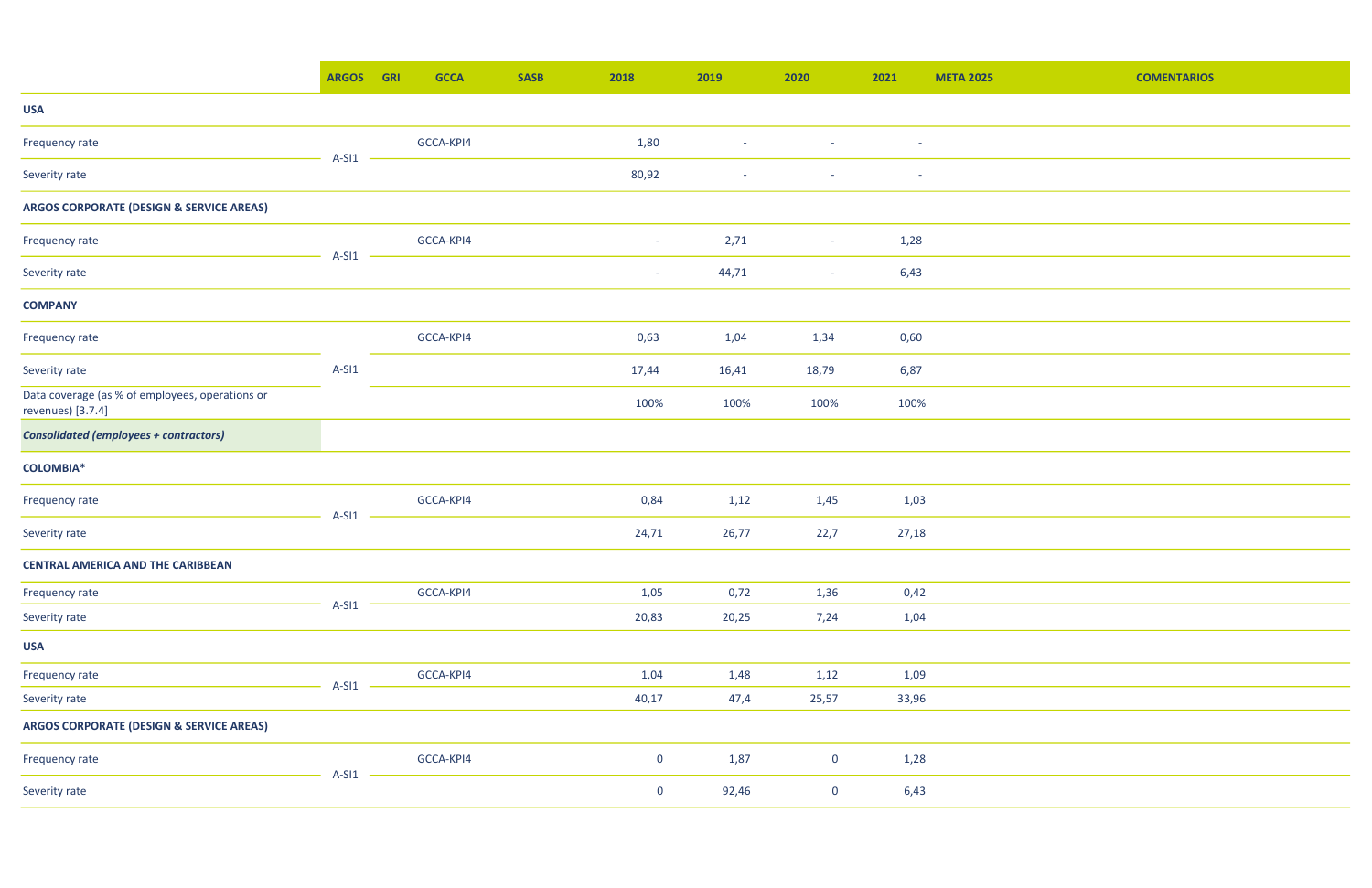| | ARGOS | GRI | GCCA | SASB | 2018 | 2019 | 2020 | 2021 | META 2025 | COMENTARIOS |
|---|---|---|---|---|---|---|---|---|---|---|
| **USA** | | | | | | | | | | |
| Frequency rate | A-SI1 | | GCCA-KPI4 | | 1,80 | - | - | - | | |
| Severity rate | | | | | 80,92 | - | - | - | | |
| **ARGOS CORPORATE (DESIGN & SERVICE AREAS)** | | | | | | | | | | |
| Frequency rate | A-SI1 | | GCCA-KPI4 | | - | 2,71 | - | 1,28 | | |
| Severity rate | | | | | - | 44,71 | - | 6,43 | | |
| **COMPANY** | | | | | | | | | | |
| Frequency rate | A-SI1 | | GCCA-KPI4 | | 0,63 | 1,04 | 1,34 | 0,60 | | |
| Severity rate | | | | | 17,44 | 16,41 | 18,79 | 6,87 | | |
| Data coverage (as % of employees, operations or revenues) [3.7.4] | | | | | 100% | 100% | 100% | 100% | | |
| ***Consolidated (employees + contractors)*** | | | | | | | | | | |
| **COLOMBIA*** | | | | | | | | | | |
| Frequency rate | A-SI1 | | GCCA-KPI4 | | 0,84 | 1,12 | 1,45 | 1,03 | | |
| Severity rate | | | | | 24,71 | 26,77 | 22,7 | 27,18 | | |
| **CENTRAL AMERICA AND THE CARIBBEAN** | | | | | | | | | | |
| Frequency rate | A-SI1 | | GCCA-KPI4 | | 1,05 | 0,72 | 1,36 | 0,42 | | |
| Severity rate | | | | | 20,83 | 20,25 | 7,24 | 1,04 | | |
| **USA** | | | | | | | | | | |
| Frequency rate | A-SI1 | | GCCA-KPI4 | | 1,04 | 1,48 | 1,12 | 1,09 | | |
| Severity rate | | | | | 40,17 | 47,4 | 25,57 | 33,96 | | |
| **ARGOS CORPORATE (DESIGN & SERVICE AREAS)** | | | | | | | | | | |
| Frequency rate | A-SI1 | | GCCA-KPI4 | | 0 | 1,87 | 0 | 1,28 | | |
| Severity rate | | | | | 0 | 92,46 | 0 | 6,43 | | |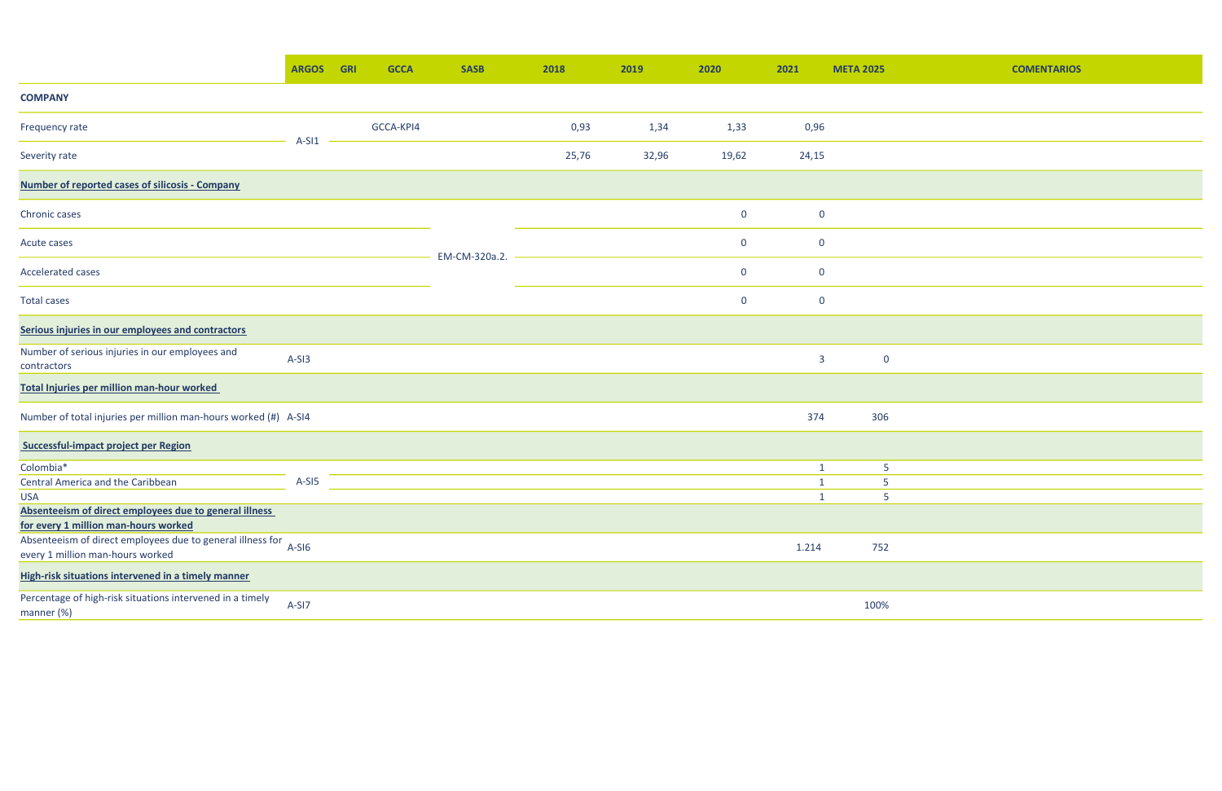| | ARGOS | GRI | GCCA | SASB | 2018 | 2019 | 2020 | 2021 | META 2025 | COMENTARIOS |
|---|---|---|---|---|---|---|---|---|---|---|
| **COMPANY** | | | | | | | | | | |
| Frequency rate | A-SI1 | | GCCA-KPI4 | | 0,93 | 1,34 | 1,33 | 0,96 | | |
| Severity rate | A-SI1 | | GCCA-KPI4 | | 25,76 | 32,96 | 19,62 | 24,15 | | |
| **Number of reported cases of silicosis - Company** | | | | | | | | | | |
| Chronic cases | | | | EM-CM-320a.2. | | | 0 | 0 | | |
| Acute cases | | | | EM-CM-320a.2. | | | 0 | 0 | | |
| Accelerated cases | | | | EM-CM-320a.2. | | | 0 | 0 | | |
| Total cases | | | | EM-CM-320a.2. | | | 0 | 0 | | |
| **Serious injuries in our employees and contractors** | | | | | | | | | | |
| Number of serious injuries in our employees and contractors | A-SI3 | | | | | | | 3 | 0 | |
| **Total Injuries per million man-hour worked** | | | | | | | | | | |
| Number of total injuries per million man-hours worked (#) | A-SI4 | | | | | | | 374 | 306 | |
| **Successful-impact project per Region** | | | | | | | | | | |
| Colombia* | A-SI5 | | | | | | | 1 | 5 | |
| Central America and the Caribbean | A-SI5 | | | | | | | 1 | 5 | |
| USA | A-SI5 | | | | | | | 1 | 5 | |
| **Absenteeism of direct employees due to general illness for every 1 million man-hours worked** | | | | | | | | | | |
| Absenteeism of direct employees due to general illness for every 1 million man-hours worked | A-SI6 | | | | | | | 1.214 | 752 | |
| **High-risk situations intervened in a timely manner** | | | | | | | | | | |
| Percentage of high-risk situations intervened in a timely manner (%) | A-SI7 | | | | | | | | 100% | |